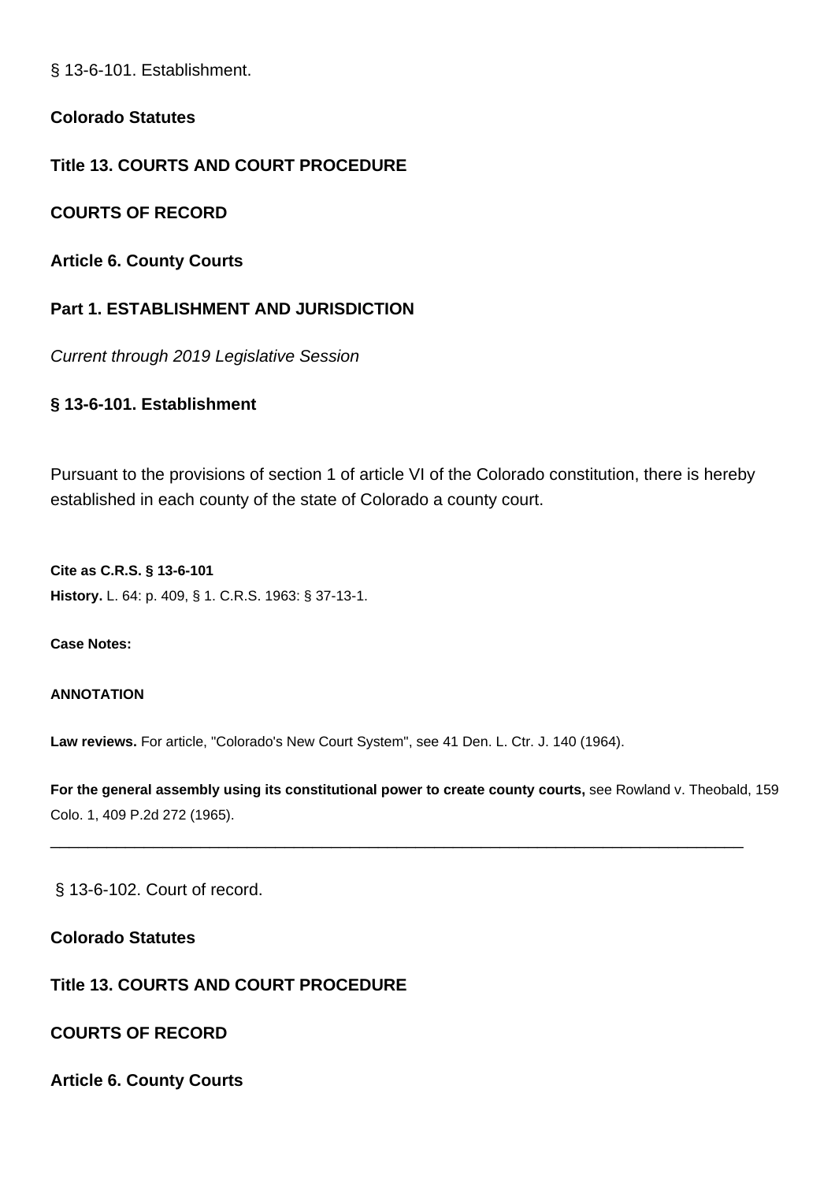§ 13-6-101. Establishment.

**Colorado Statutes**

**Title 13. COURTS AND COURT PROCEDURE**

**COURTS OF RECORD**

**Article 6. County Courts**

**Part 1. ESTABLISHMENT AND JURISDICTION**

*Current through 2019 Legislative Session*

**§ 13-6-101. Establishment**

Pursuant to the provisions of section 1 of article VI of the Colorado constitution, there is hereby established in each county of the state of Colorado a county court.

**Cite as C.R.S. § 13-6-101**

**History.** L. 64: p. 409, § 1. C.R.S. 1963: § 37-13-1.

**Case Notes:**

**ANNOTATION**

**Law reviews.** For article, "Colorado's New Court System", see 41 Den. L. Ctr. J. 140 (1964).

**For the general assembly using its constitutional power to create county courts,** see Rowland v. Theobald, 159 Colo. 1, 409 P.2d 272 (1965).

---

§ 13-6-102. Court of record.

**Colorado Statutes**

**Title 13. COURTS AND COURT PROCEDURE**

**COURTS OF RECORD**

**Article 6. County Courts**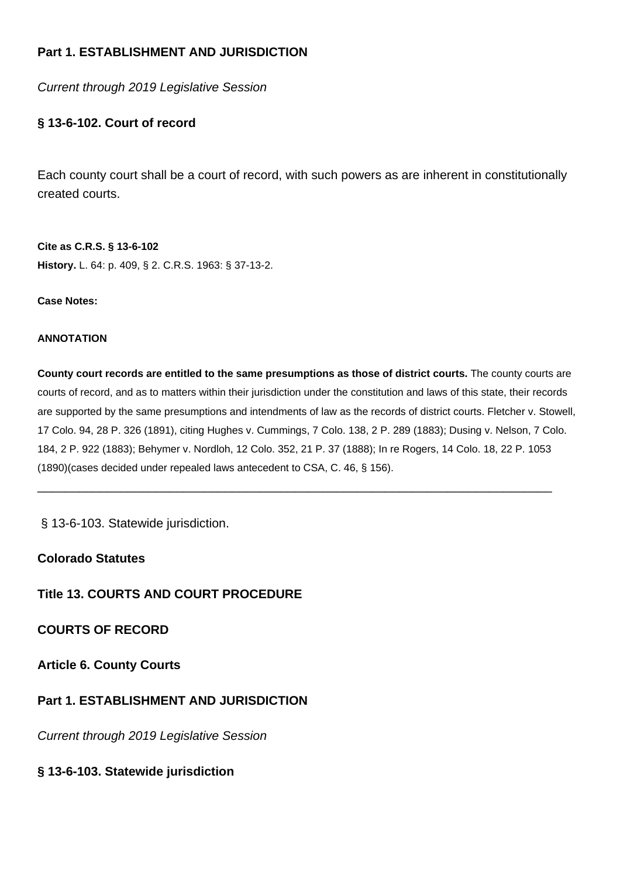**Part 1. ESTABLISHMENT AND JURISDICTION**

*Current through 2019 Legislative Session*

**§ 13-6-102. Court of record**

Each county court shall be a court of record, with such powers as are inherent in constitutionally created courts.

**Cite as C.R.S. § 13-6-102**

**History.** L. 64: p. 409, § 2. C.R.S. 1963: § 37-13-2.

**Case Notes:**

**ANNOTATION**

**County court records are entitled to the same presumptions as those of district courts.** The county courts are courts of record, and as to matters within their jurisdiction under the constitution and laws of this state, their records are supported by the same presumptions and intendments of law as the records of district courts. Fletcher v. Stowell, 17 Colo. 94, 28 P. 326 (1891), citing Hughes v. Cummings, 7 Colo. 138, 2 P. 289 (1883); Dusing v. Nelson, 7 Colo. 184, 2 P. 922 (1883); Behymer v. Nordloh, 12 Colo. 352, 21 P. 37 (1888); In re Rogers, 14 Colo. 18, 22 P. 1053 (1890)(cases decided under repealed laws antecedent to CSA, C. 46, § 156).

---

§ 13-6-103. Statewide jurisdiction.

**Colorado Statutes**

**Title 13. COURTS AND COURT PROCEDURE**

**COURTS OF RECORD**

**Article 6. County Courts**

**Part 1. ESTABLISHMENT AND JURISDICTION**

*Current through 2019 Legislative Session*

**§ 13-6-103. Statewide jurisdiction**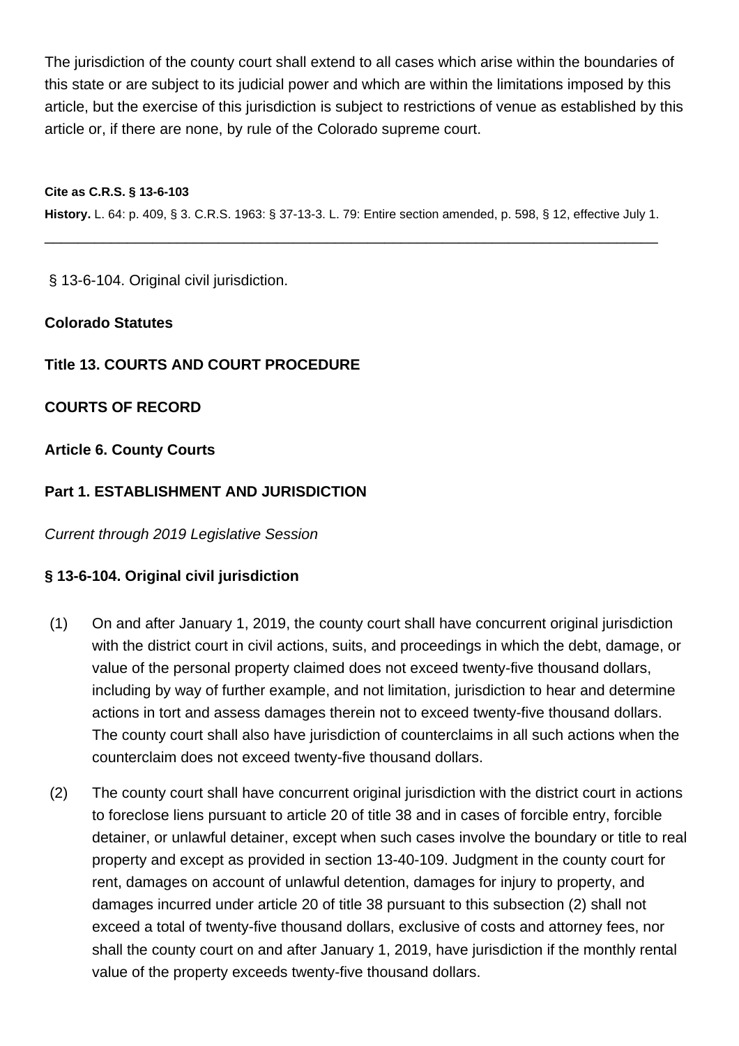The jurisdiction of the county court shall extend to all cases which arise within the boundaries of this state or are subject to its judicial power and which are within the limitations imposed by this article, but the exercise of this jurisdiction is subject to restrictions of venue as established by this article or, if there are none, by rule of the Colorado supreme court.

**Cite as C.R.S. § 13-6-103**

**History.** L. 64: p. 409, § 3. C.R.S. 1963: § 37-13-3. L. 79: Entire section amended, p. 598, § 12, effective July 1.

---

§ 13-6-104. Original civil jurisdiction.

**Colorado Statutes**

**Title 13. COURTS AND COURT PROCEDURE**

**COURTS OF RECORD**

**Article 6. County Courts**

**Part 1. ESTABLISHMENT AND JURISDICTION**

*Current through 2019 Legislative Session*

**§ 13-6-104. Original civil jurisdiction**

(1) On and after January 1, 2019, the county court shall have concurrent original jurisdiction with the district court in civil actions, suits, and proceedings in which the debt, damage, or value of the personal property claimed does not exceed twenty-five thousand dollars, including by way of further example, and not limitation, jurisdiction to hear and determine actions in tort and assess damages therein not to exceed twenty-five thousand dollars. The county court shall also have jurisdiction of counterclaims in all such actions when the counterclaim does not exceed twenty-five thousand dollars.

(2) The county court shall have concurrent original jurisdiction with the district court in actions to foreclose liens pursuant to article 20 of title 38 and in cases of forcible entry, forcible detainer, or unlawful detainer, except when such cases involve the boundary or title to real property and except as provided in section 13-40-109. Judgment in the county court for rent, damages on account of unlawful detention, damages for injury to property, and damages incurred under article 20 of title 38 pursuant to this subsection (2) shall not exceed a total of twenty-five thousand dollars, exclusive of costs and attorney fees, nor shall the county court on and after January 1, 2019, have jurisdiction if the monthly rental value of the property exceeds twenty-five thousand dollars.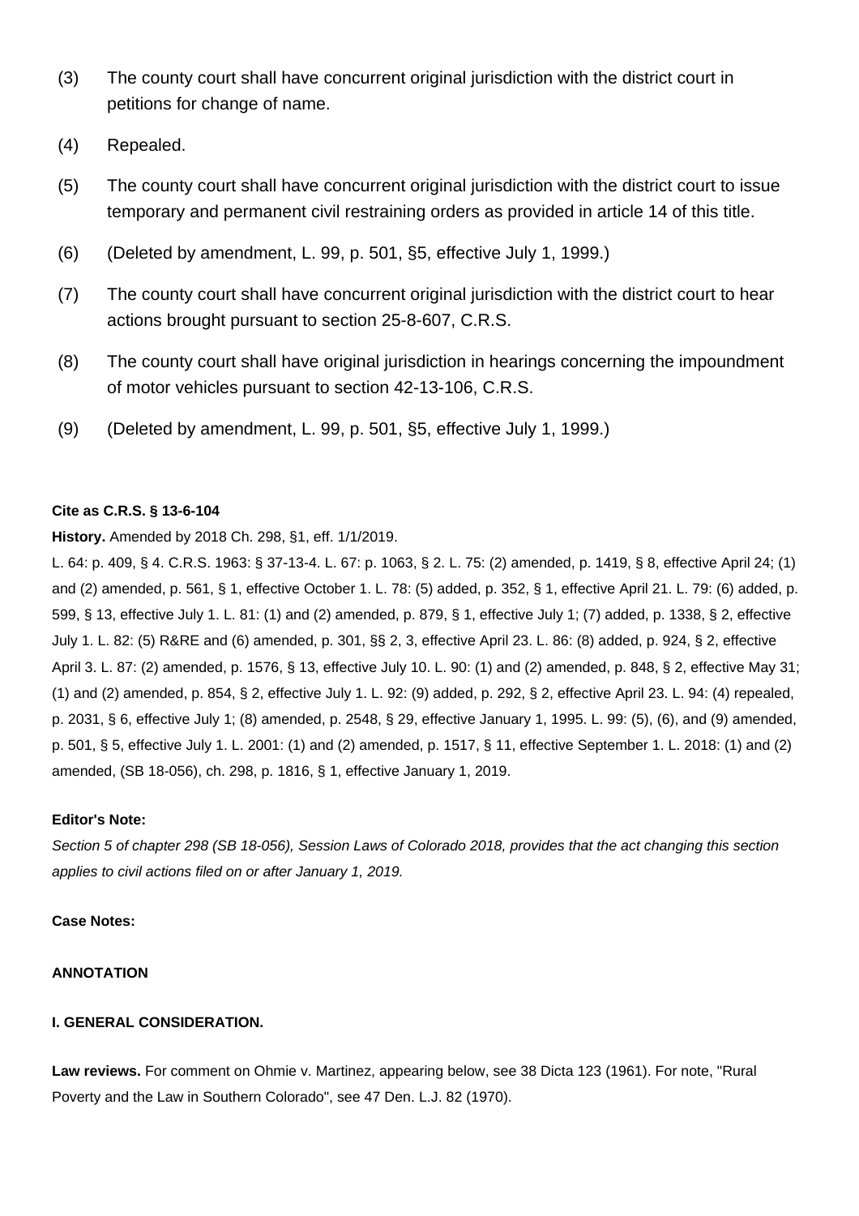(3) The county court shall have concurrent original jurisdiction with the district court in petitions for change of name.

(4) Repealed.

(5) The county court shall have concurrent original jurisdiction with the district court to issue temporary and permanent civil restraining orders as provided in article 14 of this title.

(6) (Deleted by amendment, L. 99, p. 501, §5, effective July 1, 1999.)

(7) The county court shall have concurrent original jurisdiction with the district court to hear actions brought pursuant to section 25-8-607, C.R.S.

(8) The county court shall have original jurisdiction in hearings concerning the impoundment of motor vehicles pursuant to section 42-13-106, C.R.S.

(9) (Deleted by amendment, L. 99, p. 501, §5, effective July 1, 1999.)

**Cite as C.R.S. § 13-6-104**

**History.** Amended by 2018 Ch. 298, §1, eff. 1/1/2019.

L. 64: p. 409, § 4. C.R.S. 1963: § 37-13-4. L. 67: p. 1063, § 2. L. 75: (2) amended, p. 1419, § 8, effective April 24; (1) and (2) amended, p. 561, § 1, effective October 1. L. 78: (5) added, p. 352, § 1, effective April 21. L. 79: (6) added, p. 599, § 13, effective July 1. L. 81: (1) and (2) amended, p. 879, § 1, effective July 1; (7) added, p. 1338, § 2, effective July 1. L. 82: (5) R&RE and (6) amended, p. 301, §§ 2, 3, effective April 23. L. 86: (8) added, p. 924, § 2, effective April 3. L. 87: (2) amended, p. 1576, § 13, effective July 10. L. 90: (1) and (2) amended, p. 848, § 2, effective May 31; (1) and (2) amended, p. 854, § 2, effective July 1. L. 92: (9) added, p. 292, § 2, effective April 23. L. 94: (4) repealed, p. 2031, § 6, effective July 1; (8) amended, p. 2548, § 29, effective January 1, 1995. L. 99: (5), (6), and (9) amended, p. 501, § 5, effective July 1. L. 2001: (1) and (2) amended, p. 1517, § 11, effective September 1. L. 2018: (1) and (2) amended, (SB 18-056), ch. 298, p. 1816, § 1, effective January 1, 2019.

**Editor's Note:**

*Section 5 of chapter 298 (SB 18-056), Session Laws of Colorado 2018, provides that the act changing this section applies to civil actions filed on or after January 1, 2019.*

**Case Notes:**

**ANNOTATION**

**I. GENERAL CONSIDERATION.**

**Law reviews.** For comment on Ohmie v. Martinez, appearing below, see 38 Dicta 123 (1961). For note, "Rural Poverty and the Law in Southern Colorado", see 47 Den. L.J. 82 (1970).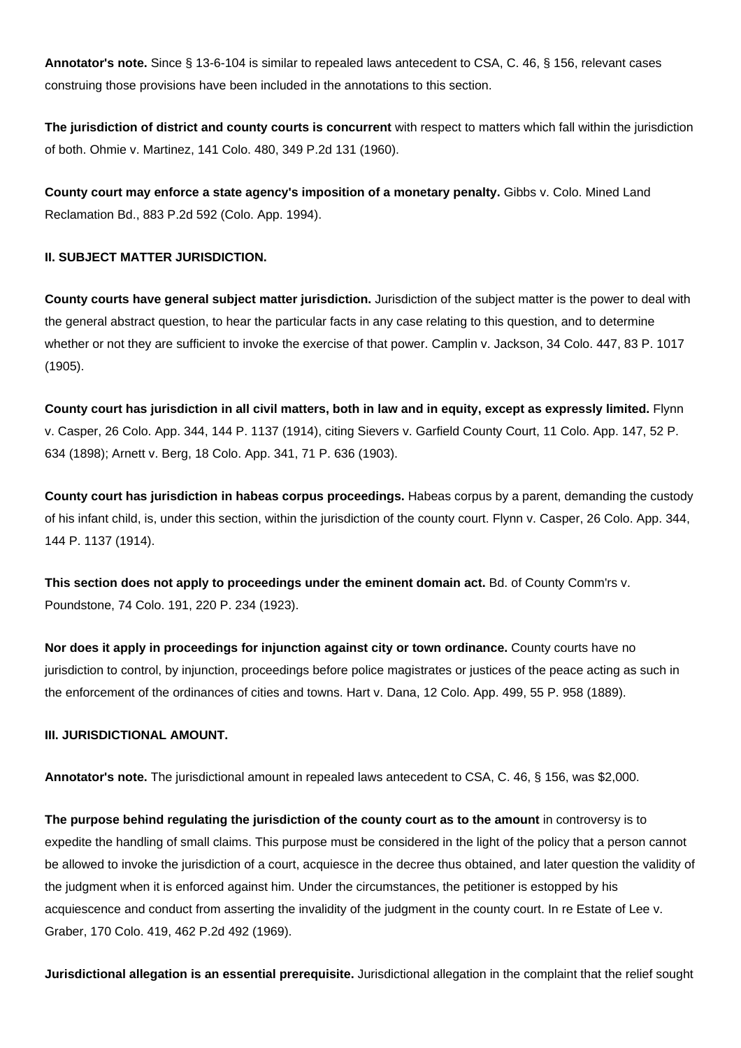**Annotator's note.** Since § 13-6-104 is similar to repealed laws antecedent to CSA, C. 46, § 156, relevant cases construing those provisions have been included in the annotations to this section.

**The jurisdiction of district and county courts is concurrent** with respect to matters which fall within the jurisdiction of both. Ohmie v. Martinez, 141 Colo. 480, 349 P.2d 131 (1960).

**County court may enforce a state agency's imposition of a monetary penalty.** Gibbs v. Colo. Mined Land Reclamation Bd., 883 P.2d 592 (Colo. App. 1994).

**II. SUBJECT MATTER JURISDICTION.**

**County courts have general subject matter jurisdiction.** Jurisdiction of the subject matter is the power to deal with the general abstract question, to hear the particular facts in any case relating to this question, and to determine whether or not they are sufficient to invoke the exercise of that power. Camplin v. Jackson, 34 Colo. 447, 83 P. 1017 (1905).

**County court has jurisdiction in all civil matters, both in law and in equity, except as expressly limited.** Flynn v. Casper, 26 Colo. App. 344, 144 P. 1137 (1914), citing Sievers v. Garfield County Court, 11 Colo. App. 147, 52 P. 634 (1898); Arnett v. Berg, 18 Colo. App. 341, 71 P. 636 (1903).

**County court has jurisdiction in habeas corpus proceedings.** Habeas corpus by a parent, demanding the custody of his infant child, is, under this section, within the jurisdiction of the county court. Flynn v. Casper, 26 Colo. App. 344, 144 P. 1137 (1914).

**This section does not apply to proceedings under the eminent domain act.** Bd. of County Comm'rs v. Poundstone, 74 Colo. 191, 220 P. 234 (1923).

**Nor does it apply in proceedings for injunction against city or town ordinance.** County courts have no jurisdiction to control, by injunction, proceedings before police magistrates or justices of the peace acting as such in the enforcement of the ordinances of cities and towns. Hart v. Dana, 12 Colo. App. 499, 55 P. 958 (1889).

**III. JURISDICTIONAL AMOUNT.**

**Annotator's note.** The jurisdictional amount in repealed laws antecedent to CSA, C. 46, § 156, was $2,000.

**The purpose behind regulating the jurisdiction of the county court as to the amount** in controversy is to expedite the handling of small claims. This purpose must be considered in the light of the policy that a person cannot be allowed to invoke the jurisdiction of a court, acquiesce in the decree thus obtained, and later question the validity of the judgment when it is enforced against him. Under the circumstances, the petitioner is estopped by his acquiescence and conduct from asserting the invalidity of the judgment in the county court. In re Estate of Lee v. Graber, 170 Colo. 419, 462 P.2d 492 (1969).

**Jurisdictional allegation is an essential prerequisite.** Jurisdictional allegation in the complaint that the relief sought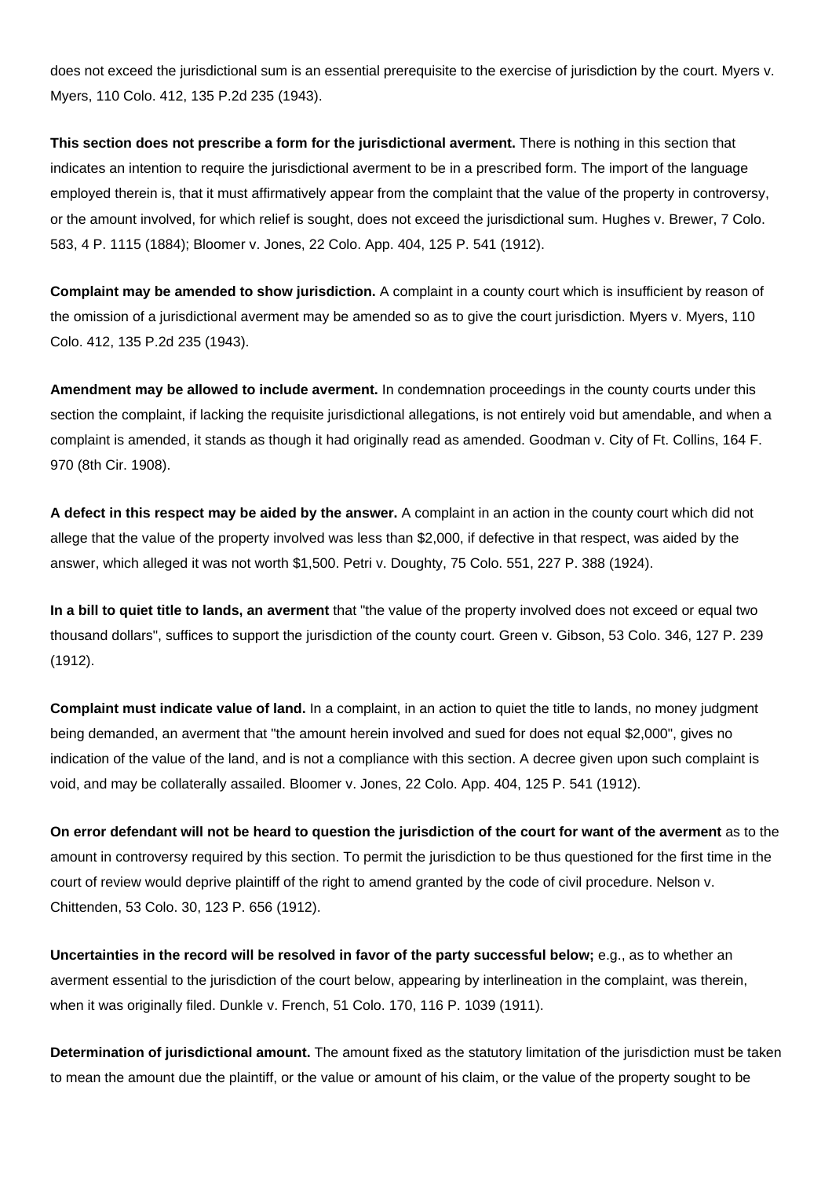does not exceed the jurisdictional sum is an essential prerequisite to the exercise of jurisdiction by the court. Myers v. Myers, 110 Colo. 412, 135 P.2d 235 (1943).

**This section does not prescribe a form for the jurisdictional averment.** There is nothing in this section that indicates an intention to require the jurisdictional averment to be in a prescribed form. The import of the language employed therein is, that it must affirmatively appear from the complaint that the value of the property in controversy, or the amount involved, for which relief is sought, does not exceed the jurisdictional sum. Hughes v. Brewer, 7 Colo. 583, 4 P. 1115 (1884); Bloomer v. Jones, 22 Colo. App. 404, 125 P. 541 (1912).

**Complaint may be amended to show jurisdiction.** A complaint in a county court which is insufficient by reason of the omission of a jurisdictional averment may be amended so as to give the court jurisdiction. Myers v. Myers, 110 Colo. 412, 135 P.2d 235 (1943).

**Amendment may be allowed to include averment.** In condemnation proceedings in the county courts under this section the complaint, if lacking the requisite jurisdictional allegations, is not entirely void but amendable, and when a complaint is amended, it stands as though it had originally read as amended. Goodman v. City of Ft. Collins, 164 F. 970 (8th Cir. 1908).

**A defect in this respect may be aided by the answer.** A complaint in an action in the county court which did not allege that the value of the property involved was less than $2,000, if defective in that respect, was aided by the answer, which alleged it was not worth $1,500. Petri v. Doughty, 75 Colo. 551, 227 P. 388 (1924).

**In a bill to quiet title to lands, an averment** that "the value of the property involved does not exceed or equal two thousand dollars", suffices to support the jurisdiction of the county court. Green v. Gibson, 53 Colo. 346, 127 P. 239 (1912).

**Complaint must indicate value of land.** In a complaint, in an action to quiet the title to lands, no money judgment being demanded, an averment that "the amount herein involved and sued for does not equal $2,000", gives no indication of the value of the land, and is not a compliance with this section. A decree given upon such complaint is void, and may be collaterally assailed. Bloomer v. Jones, 22 Colo. App. 404, 125 P. 541 (1912).

**On error defendant will not be heard to question the jurisdiction of the court for want of the averment** as to the amount in controversy required by this section. To permit the jurisdiction to be thus questioned for the first time in the court of review would deprive plaintiff of the right to amend granted by the code of civil procedure. Nelson v. Chittenden, 53 Colo. 30, 123 P. 656 (1912).

**Uncertainties in the record will be resolved in favor of the party successful below;** e.g., as to whether an averment essential to the jurisdiction of the court below, appearing by interlineation in the complaint, was therein, when it was originally filed. Dunkle v. French, 51 Colo. 170, 116 P. 1039 (1911).

**Determination of jurisdictional amount.** The amount fixed as the statutory limitation of the jurisdiction must be taken to mean the amount due the plaintiff, or the value or amount of his claim, or the value of the property sought to be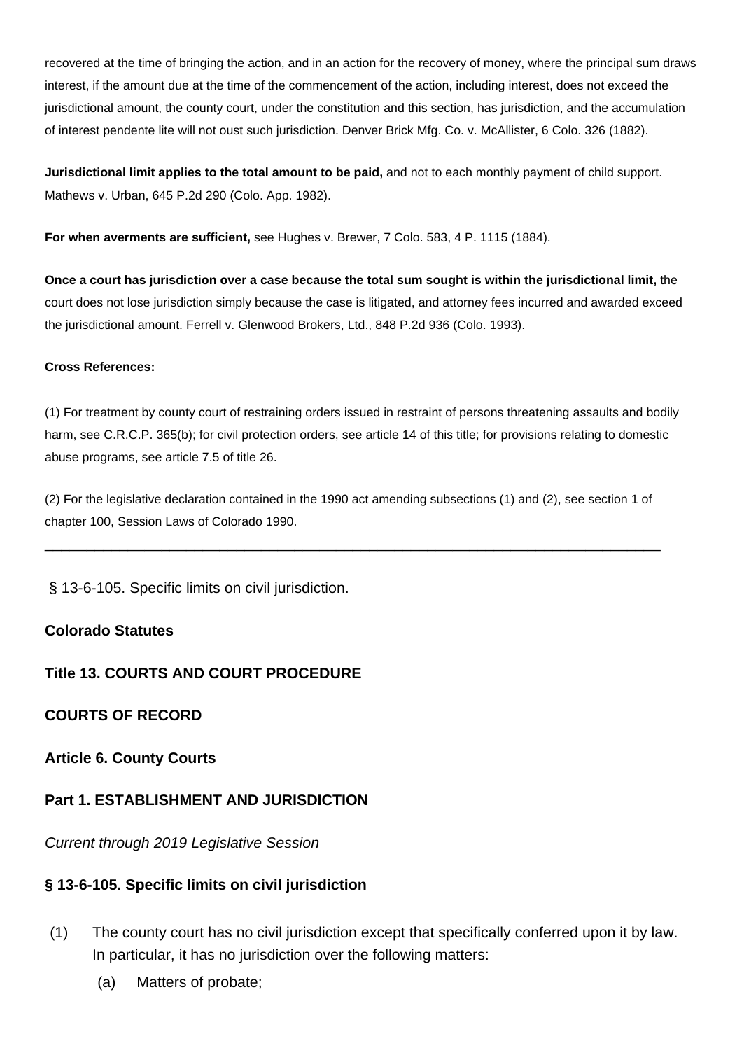recovered at the time of bringing the action, and in an action for the recovery of money, where the principal sum draws interest, if the amount due at the time of the commencement of the action, including interest, does not exceed the jurisdictional amount, the county court, under the constitution and this section, has jurisdiction, and the accumulation of interest pendente lite will not oust such jurisdiction. Denver Brick Mfg. Co. v. McAllister, 6 Colo. 326 (1882).

**Jurisdictional limit applies to the total amount to be paid,** and not to each monthly payment of child support. Mathews v. Urban, 645 P.2d 290 (Colo. App. 1982).

**For when averments are sufficient,** see Hughes v. Brewer, 7 Colo. 583, 4 P. 1115 (1884).

**Once a court has jurisdiction over a case because the total sum sought is within the jurisdictional limit,** the court does not lose jurisdiction simply because the case is litigated, and attorney fees incurred and awarded exceed the jurisdictional amount. Ferrell v. Glenwood Brokers, Ltd., 848 P.2d 936 (Colo. 1993).

**Cross References:**

(1) For treatment by county court of restraining orders issued in restraint of persons threatening assaults and bodily harm, see C.R.C.P. 365(b); for civil protection orders, see article 14 of this title; for provisions relating to domestic abuse programs, see article 7.5 of title 26.

(2) For the legislative declaration contained in the 1990 act amending subsections (1) and (2), see section 1 of chapter 100, Session Laws of Colorado 1990.

---

§ 13-6-105. Specific limits on civil jurisdiction.

**Colorado Statutes**

**Title 13. COURTS AND COURT PROCEDURE**

**COURTS OF RECORD**

**Article 6. County Courts**

**Part 1. ESTABLISHMENT AND JURISDICTION**

*Current through 2019 Legislative Session*

**§ 13-6-105. Specific limits on civil jurisdiction**

(1) The county court has no civil jurisdiction except that specifically conferred upon it by law. In particular, it has no jurisdiction over the following matters:

  (a) Matters of probate;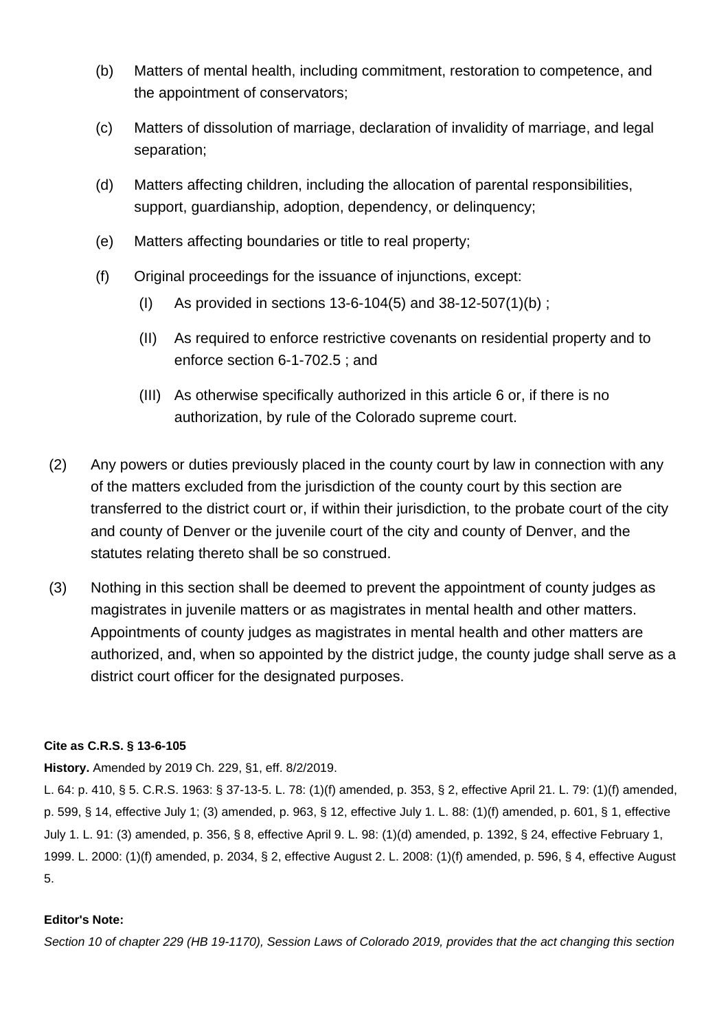(b) Matters of mental health, including commitment, restoration to competence, and the appointment of conservators;

(c) Matters of dissolution of marriage, declaration of invalidity of marriage, and legal separation;

(d) Matters affecting children, including the allocation of parental responsibilities, support, guardianship, adoption, dependency, or delinquency;

(e) Matters affecting boundaries or title to real property;

(f) Original proceedings for the issuance of injunctions, except:

(I) As provided in sections 13-6-104(5) and 38-12-507(1)(b) ;

(II) As required to enforce restrictive covenants on residential property and to enforce section 6-1-702.5 ; and

(III) As otherwise specifically authorized in this article 6 or, if there is no authorization, by rule of the Colorado supreme court.

(2) Any powers or duties previously placed in the county court by law in connection with any of the matters excluded from the jurisdiction of the county court by this section are transferred to the district court or, if within their jurisdiction, to the probate court of the city and county of Denver or the juvenile court of the city and county of Denver, and the statutes relating thereto shall be so construed.

(3) Nothing in this section shall be deemed to prevent the appointment of county judges as magistrates in juvenile matters or as magistrates in mental health and other matters. Appointments of county judges as magistrates in mental health and other matters are authorized, and, when so appointed by the district judge, the county judge shall serve as a district court officer for the designated purposes.

**Cite as C.R.S. § 13-6-105**

**History.** Amended by 2019 Ch. 229, §1, eff. 8/2/2019.

L. 64: p. 410, § 5. C.R.S. 1963: § 37-13-5. L. 78: (1)(f) amended, p. 353, § 2, effective April 21. L. 79: (1)(f) amended, p. 599, § 14, effective July 1; (3) amended, p. 963, § 12, effective July 1. L. 88: (1)(f) amended, p. 601, § 1, effective July 1. L. 91: (3) amended, p. 356, § 8, effective April 9. L. 98: (1)(d) amended, p. 1392, § 24, effective February 1, 1999. L. 2000: (1)(f) amended, p. 2034, § 2, effective August 2. L. 2008: (1)(f) amended, p. 596, § 4, effective August 5.

**Editor's Note:**

*Section 10 of chapter 229 (HB 19-1170), Session Laws of Colorado 2019, provides that the act changing this section*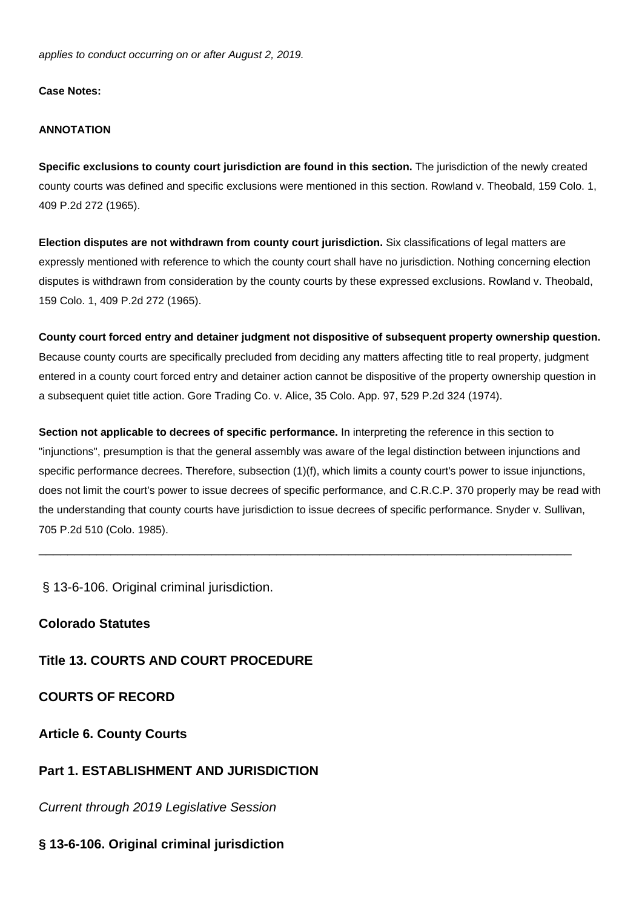*applies to conduct occurring on or after August 2, 2019.*

**Case Notes:**

**ANNOTATION**

**Specific exclusions to county court jurisdiction are found in this section.** The jurisdiction of the newly created county courts was defined and specific exclusions were mentioned in this section. Rowland v. Theobald, 159 Colo. 1, 409 P.2d 272 (1965).

**Election disputes are not withdrawn from county court jurisdiction.** Six classifications of legal matters are expressly mentioned with reference to which the county court shall have no jurisdiction. Nothing concerning election disputes is withdrawn from consideration by the county courts by these expressed exclusions. Rowland v. Theobald, 159 Colo. 1, 409 P.2d 272 (1965).

**County court forced entry and detainer judgment not dispositive of subsequent property ownership question.** Because county courts are specifically precluded from deciding any matters affecting title to real property, judgment entered in a county court forced entry and detainer action cannot be dispositive of the property ownership question in a subsequent quiet title action. Gore Trading Co. v. Alice, 35 Colo. App. 97, 529 P.2d 324 (1974).

**Section not applicable to decrees of specific performance.** In interpreting the reference in this section to "injunctions", presumption is that the general assembly was aware of the legal distinction between injunctions and specific performance decrees. Therefore, subsection (1)(f), which limits a county court's power to issue injunctions, does not limit the court's power to issue decrees of specific performance, and C.R.C.P. 370 properly may be read with the understanding that county courts have jurisdiction to issue decrees of specific performance. Snyder v. Sullivan, 705 P.2d 510 (Colo. 1985).

---

§ 13-6-106. Original criminal jurisdiction.

**Colorado Statutes**

**Title 13. COURTS AND COURT PROCEDURE**

**COURTS OF RECORD**

**Article 6. County Courts**

**Part 1. ESTABLISHMENT AND JURISDICTION**

*Current through 2019 Legislative Session*

**§ 13-6-106. Original criminal jurisdiction**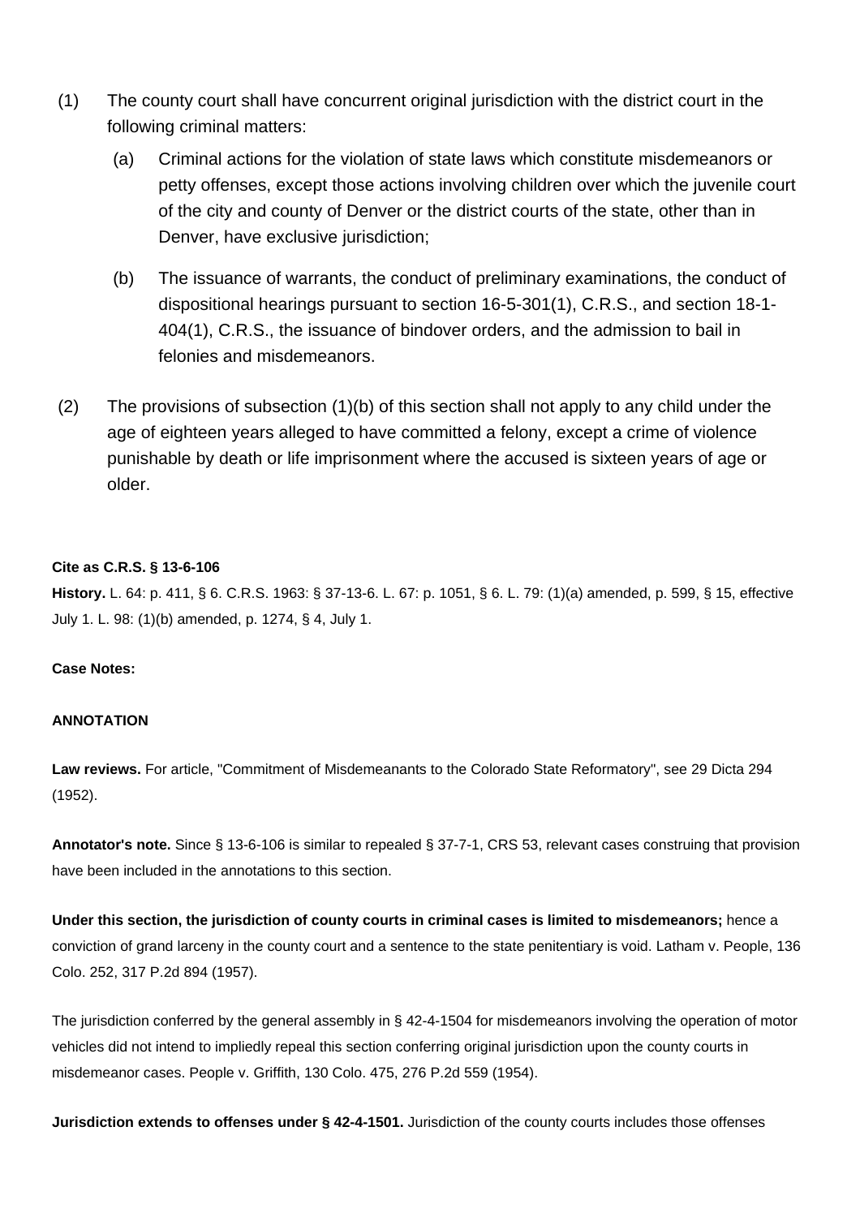(1) The county court shall have concurrent original jurisdiction with the district court in the following criminal matters:

(a) Criminal actions for the violation of state laws which constitute misdemeanors or petty offenses, except those actions involving children over which the juvenile court of the city and county of Denver or the district courts of the state, other than in Denver, have exclusive jurisdiction;

(b) The issuance of warrants, the conduct of preliminary examinations, the conduct of dispositional hearings pursuant to section 16-5-301(1), C.R.S., and section 18-1-404(1), C.R.S., the issuance of bindover orders, and the admission to bail in felonies and misdemeanors.

(2) The provisions of subsection (1)(b) of this section shall not apply to any child under the age of eighteen years alleged to have committed a felony, except a crime of violence punishable by death or life imprisonment where the accused is sixteen years of age or older.

**Cite as C.R.S. § 13-6-106**

**History.** L. 64: p. 411, § 6. C.R.S. 1963: § 37-13-6. L. 67: p. 1051, § 6. L. 79: (1)(a) amended, p. 599, § 15, effective July 1. L. 98: (1)(b) amended, p. 1274, § 4, July 1.

**Case Notes:**

**ANNOTATION**

**Law reviews.** For article, "Commitment of Misdemeanants to the Colorado State Reformatory", see 29 Dicta 294 (1952).

**Annotator's note.** Since § 13-6-106 is similar to repealed § 37-7-1, CRS 53, relevant cases construing that provision have been included in the annotations to this section.

**Under this section, the jurisdiction of county courts in criminal cases is limited to misdemeanors;** hence a conviction of grand larceny in the county court and a sentence to the state penitentiary is void. Latham v. People, 136 Colo. 252, 317 P.2d 894 (1957).

The jurisdiction conferred by the general assembly in § 42-4-1504 for misdemeanors involving the operation of motor vehicles did not intend to impliedly repeal this section conferring original jurisdiction upon the county courts in misdemeanor cases. People v. Griffith, 130 Colo. 475, 276 P.2d 559 (1954).

**Jurisdiction extends to offenses under § 42-4-1501.** Jurisdiction of the county courts includes those offenses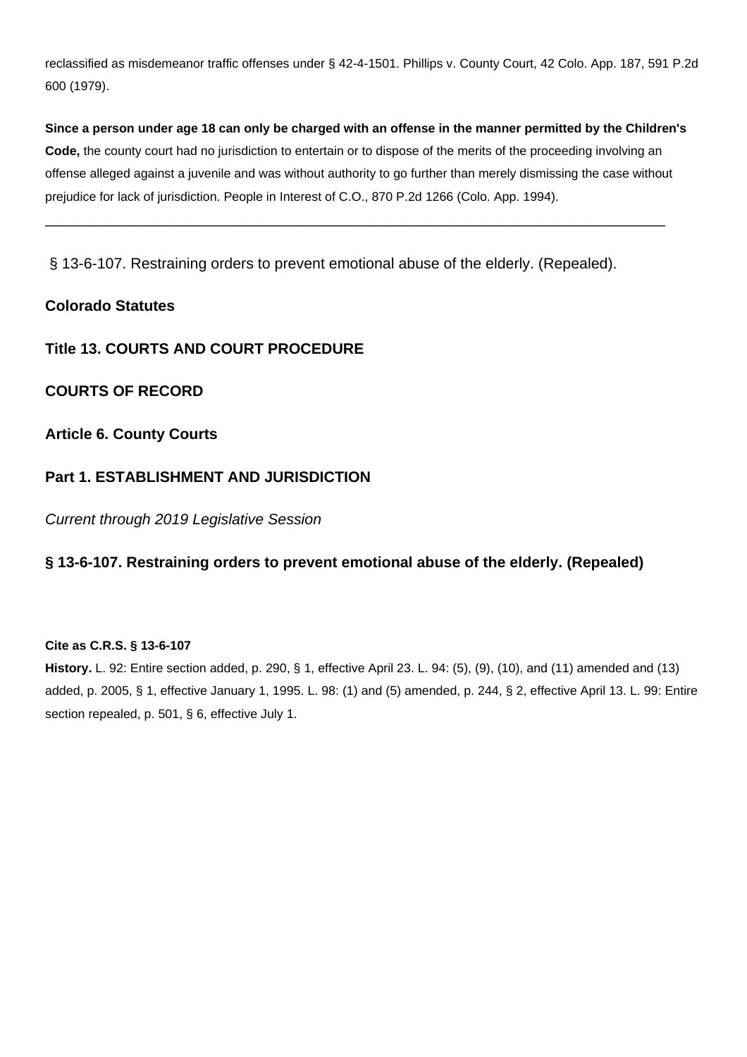reclassified as misdemeanor traffic offenses under § 42-4-1501. Phillips v. County Court, 42 Colo. App. 187, 591 P.2d 600 (1979).

**Since a person under age 18 can only be charged with an offense in the manner permitted by the Children's Code,** the county court had no jurisdiction to entertain or to dispose of the merits of the proceeding involving an offense alleged against a juvenile and was without authority to go further than merely dismissing the case without prejudice for lack of jurisdiction. People in Interest of C.O., 870 P.2d 1266 (Colo. App. 1994).

---

§ 13-6-107. Restraining orders to prevent emotional abuse of the elderly. (Repealed).

**Colorado Statutes**

**Title 13. COURTS AND COURT PROCEDURE**

**COURTS OF RECORD**

**Article 6. County Courts**

**Part 1. ESTABLISHMENT AND JURISDICTION**

*Current through 2019 Legislative Session*

## § 13-6-107. Restraining orders to prevent emotional abuse of the elderly. (Repealed)

**Cite as C.R.S. § 13-6-107**

**History.** L. 92: Entire section added, p. 290, § 1, effective April 23. L. 94: (5), (9), (10), and (11) amended and (13) added, p. 2005, § 1, effective January 1, 1995. L. 98: (1) and (5) amended, p. 244, § 2, effective April 13. L. 99: Entire section repealed, p. 501, § 6, effective July 1.